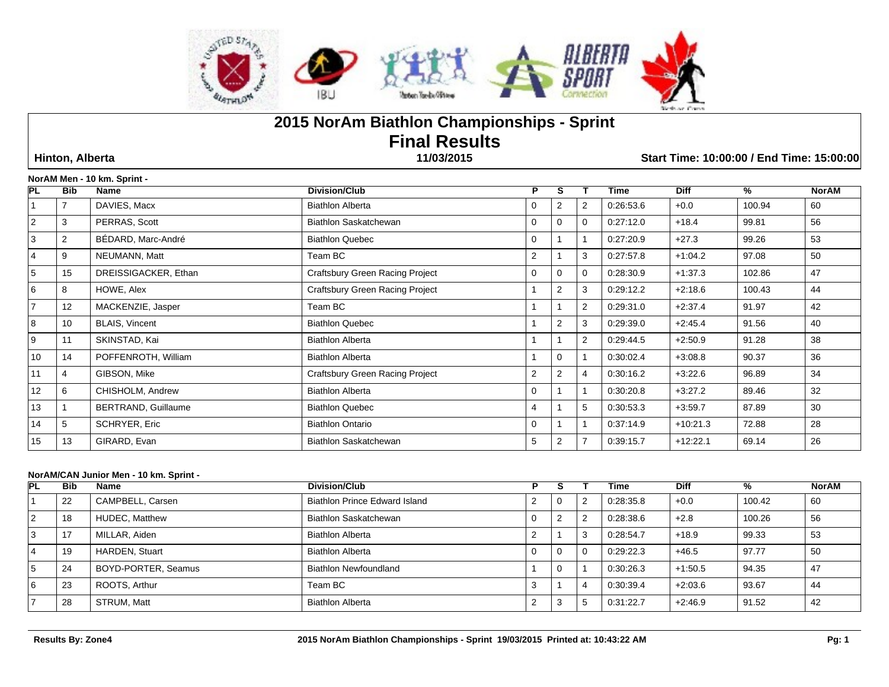# 2015 NorAm Biathlon Championships - Sprint
# Final Results

**Hinton, Alberta** | **11/03/2015** | **Start Time: 10:00:00 / End Time: 15:00:00**

### NorAM Men - 10 km. Sprint -

| PL | Bib | Name | Division/Club | P | S | T | Time | Diff | % | NorAM |
|---|---|---|---|---|---|---|---|---|---|---|
| 1 | 7 | DAVIES, Macx | Biathlon Alberta | 0 | 2 | 2 | 0:26:53.6 | +0.0 | 100.94 | 60 |
| 2 | 3 | PERRAS, Scott | Biathlon Saskatchewan | 0 | 0 | 0 | 0:27:12.0 | +18.4 | 99.81 | 56 |
| 3 | 2 | BÉDARD, Marc-André | Biathlon Quebec | 0 | 1 | 1 | 0:27:20.9 | +27.3 | 99.26 | 53 |
| 4 | 9 | NEUMANN, Matt | Team BC | 2 | 1 | 3 | 0:27:57.8 | +1:04.2 | 97.08 | 50 |
| 5 | 15 | DREISSIGACKER, Ethan | Craftsbury Green Racing Project | 0 | 0 | 0 | 0:28:30.9 | +1:37.3 | 102.86 | 47 |
| 6 | 8 | HOWE, Alex | Craftsbury Green Racing Project | 1 | 2 | 3 | 0:29:12.2 | +2:18.6 | 100.43 | 44 |
| 7 | 12 | MACKENZIE, Jasper | Team BC | 1 | 1 | 2 | 0:29:31.0 | +2:37.4 | 91.97 | 42 |
| 8 | 10 | BLAIS, Vincent | Biathlon Quebec | 1 | 2 | 3 | 0:29:39.0 | +2:45.4 | 91.56 | 40 |
| 9 | 11 | SKINSTAD, Kai | Biathlon Alberta | 1 | 1 | 2 | 0:29:44.5 | +2:50.9 | 91.28 | 38 |
| 10 | 14 | POFFENROTH, William | Biathlon Alberta | 1 | 0 | 1 | 0:30:02.4 | +3:08.8 | 90.37 | 36 |
| 11 | 4 | GIBSON, Mike | Craftsbury Green Racing Project | 2 | 2 | 4 | 0:30:16.2 | +3:22.6 | 96.89 | 34 |
| 12 | 6 | CHISHOLM, Andrew | Biathlon Alberta | 0 | 1 | 1 | 0:30:20.8 | +3:27.2 | 89.46 | 32 |
| 13 | 1 | BERTRAND, Guillaume | Biathlon Quebec | 4 | 1 | 5 | 0:30:53.3 | +3:59.7 | 87.89 | 30 |
| 14 | 5 | SCHRYER, Eric | Biathlon Ontario | 0 | 1 | 1 | 0:37:14.9 | +10:21.3 | 72.88 | 28 |
| 15 | 13 | GIRARD, Evan | Biathlon Saskatchewan | 5 | 2 | 7 | 0:39:15.7 | +12:22.1 | 69.14 | 26 |

### NorAM/CAN Junior Men - 10 km. Sprint -

| PL | Bib | Name | Division/Club | P | S | T | Time | Diff | % | NorAM |
|---|---|---|---|---|---|---|---|---|---|---|
| 1 | 22 | CAMPBELL, Carsen | Biathlon Prince Edward Island | 2 | 0 | 2 | 0:28:35.8 | +0.0 | 100.42 | 60 |
| 2 | 18 | HUDEC, Matthew | Biathlon Saskatchewan | 0 | 2 | 2 | 0:28:38.6 | +2.8 | 100.26 | 56 |
| 3 | 17 | MILLAR, Aiden | Biathlon Alberta | 2 | 1 | 3 | 0:28:54.7 | +18.9 | 99.33 | 53 |
| 4 | 19 | HARDEN, Stuart | Biathlon Alberta | 0 | 0 | 0 | 0:29:22.3 | +46.5 | 97.77 | 50 |
| 5 | 24 | BOYD-PORTER, Seamus | Biathlon Newfoundland | 1 | 0 | 1 | 0:30:26.3 | +1:50.5 | 94.35 | 47 |
| 6 | 23 | ROOTS, Arthur | Team BC | 3 | 1 | 4 | 0:30:39.4 | +2:03.6 | 93.67 | 44 |
| 7 | 28 | STRUM, Matt | Biathlon Alberta | 2 | 3 | 5 | 0:31:22.7 | +2:46.9 | 91.52 | 42 |

**Results By: Zone4** | **2015 NorAm Biathlon Championships - Sprint 19/03/2015 Printed at: 10:43:22 AM**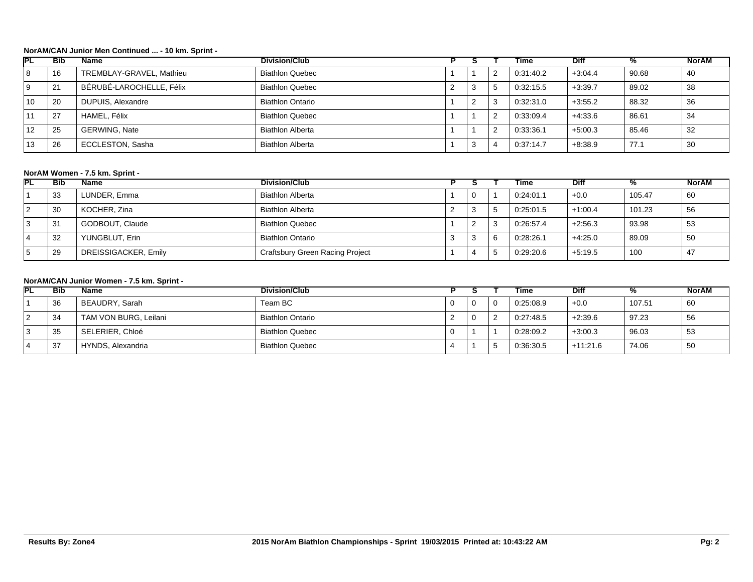**NorAM/CAN Junior Men Continued ... - 10 km. Sprint -**

| PL | Bib | Name | Division/Club | P | S | T | Time | Diff | % | NorAM |
|---|---|---|---|---|---|---|---|---|---|---|
| 8 | 16 | TREMBLAY-GRAVEL, Mathieu | Biathlon Quebec | 1 | 1 | 2 | 0:31:40.2 | +3:04.4 | 90.68 | 40 |
| 9 | 21 | BÉRUBÉ-LAROCHELLE, Félix | Biathlon Quebec | 2 | 3 | 5 | 0:32:15.5 | +3:39.7 | 89.02 | 38 |
| 10 | 20 | DUPUIS, Alexandre | Biathlon Ontario | 1 | 2 | 3 | 0:32:31.0 | +3:55.2 | 88.32 | 36 |
| 11 | 27 | HAMEL, Félix | Biathlon Quebec | 1 | 1 | 2 | 0:33:09.4 | +4:33.6 | 86.61 | 34 |
| 12 | 25 | GERWING, Nate | Biathlon Alberta | 1 | 1 | 2 | 0:33:36.1 | +5:00.3 | 85.46 | 32 |
| 13 | 26 | ECCLESTON, Sasha | Biathlon Alberta | 1 | 3 | 4 | 0:37:14.7 | +8:38.9 | 77.1 | 30 |

**NorAM Women - 7.5 km. Sprint -**

| PL | Bib | Name | Division/Club | P | S | T | Time | Diff | % | NorAM |
|---|---|---|---|---|---|---|---|---|---|---|
| 1 | 33 | LUNDER, Emma | Biathlon Alberta | 1 | 0 | 1 | 0:24:01.1 | +0.0 | 105.47 | 60 |
| 2 | 30 | KOCHER, Zina | Biathlon Alberta | 2 | 3 | 5 | 0:25:01.5 | +1:00.4 | 101.23 | 56 |
| 3 | 31 | GODBOUT, Claude | Biathlon Quebec | 1 | 2 | 3 | 0:26:57.4 | +2:56.3 | 93.98 | 53 |
| 4 | 32 | YUNGBLUT, Erin | Biathlon Ontario | 3 | 3 | 6 | 0:28:26.1 | +4:25.0 | 89.09 | 50 |
| 5 | 29 | DREISSIGACKER, Emily | Craftsbury Green Racing Project | 1 | 4 | 5 | 0:29:20.6 | +5:19.5 | 100 | 47 |

**NorAM/CAN Junior Women - 7.5 km. Sprint -**

| PL | Bib | Name | Division/Club | P | S | T | Time | Diff | % | NorAM |
|---|---|---|---|---|---|---|---|---|---|---|
| 1 | 36 | BEAUDRY, Sarah | Team BC | 0 | 0 | 0 | 0:25:08.9 | +0.0 | 107.51 | 60 |
| 2 | 34 | TAM VON BURG, Leilani | Biathlon Ontario | 2 | 0 | 2 | 0:27:48.5 | +2:39.6 | 97.23 | 56 |
| 3 | 35 | SELERIER, Chloé | Biathlon Quebec | 0 | 1 | 1 | 0:28:09.2 | +3:00.3 | 96.03 | 53 |
| 4 | 37 | HYNDS, Alexandria | Biathlon Quebec | 4 | 1 | 5 | 0:36:30.5 | +11:21.6 | 74.06 | 50 |

**Results By: Zone4** **2015 NorAm Biathlon Championships - Sprint 19/03/2015 Printed at: 10:43:22 AM**